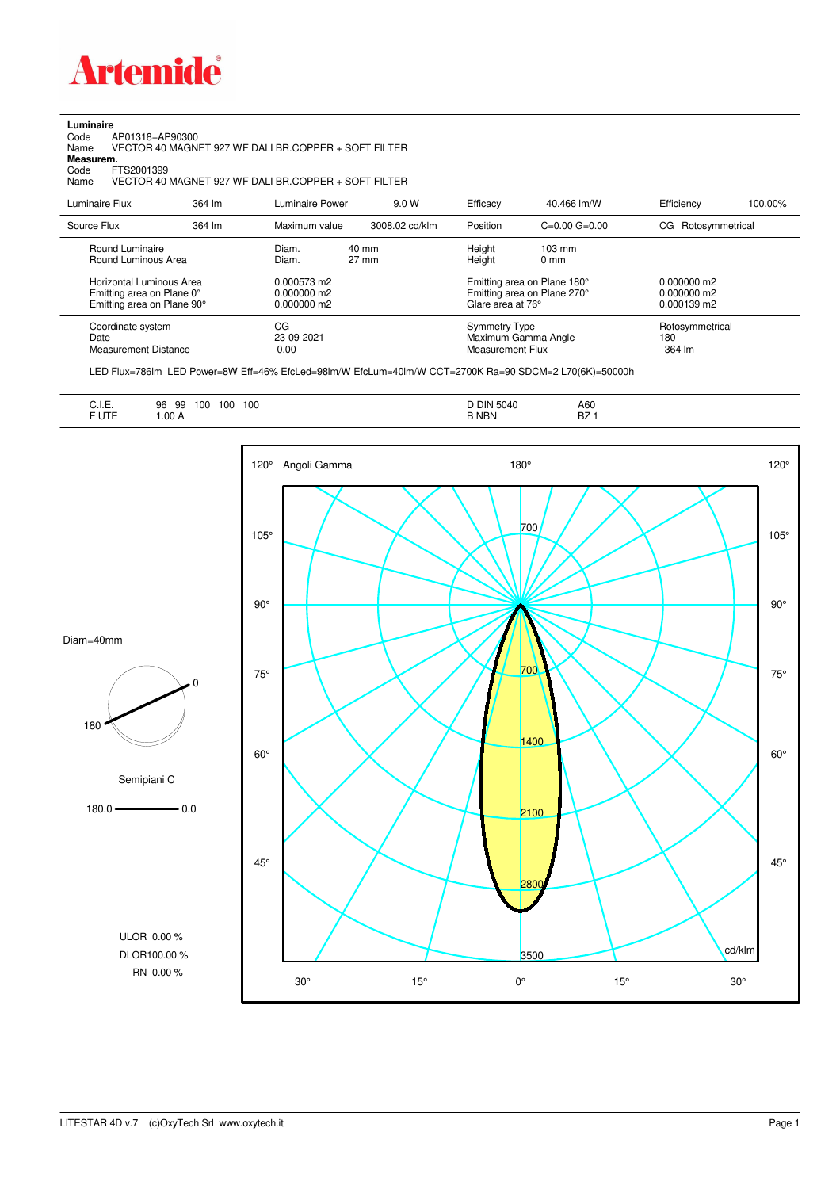# Artemide

**Luminaire**

Code AP01318+AP90300

Name VECTOR 40 MAGNET 927 WF DALI BR.COPPER + SOFT FILTER

**Measurem.**

Code FTS2001399

Name VECTOR 40 MAGNET 927 WF DALI BR.COPPER + SOFT FILTER

| Luminaire Flux | 364 lm | Luminaire Power | 9.0 W | Efficacy | 40.466 lm/W | Efficiency | 100.00% |
|---|---|---|---|---|---|---|---|
| Source Flux | 364 lm | Maximum value | 3008.02 cd/klm | Position | C=0.00 G=0.00 | CG | Rotosymmetrical |

| | | | | |
|---|---|---|---|---|
| Round Luminaire | Diam. 40 mm | Height 103 mm | | |
| Round Luminous Area | Diam. 27 mm | Height 0 mm | | |
| Horizontal Luminous Area | 0.000573 m2 | Emitting area on Plane 180° | 0.000000 m2 | |
| Emitting area on Plane 0° | 0.000000 m2 | Emitting area on Plane 270° | 0.000000 m2 | |
| Emitting area on Plane 90° | 0.000000 m2 | Glare area at 76° | 0.000139 m2 | |

| | | | |
|---|---|---|---|
| Coordinate system | CG | Symmetry Type | Rotosymmetrical |
| Date | 23-09-2021 | Maximum Gamma Angle | 180 |
| Measurement Distance | 0.00 | Measurement Flux | 364 lm |

LED Flux=786lm LED Power=8W Eff=46% EfcLed=98lm/W EfcLum=40lm/W CCT=2700K Ra=90 SDCM=2 L70(6K)=50000h

| | | | |
|---|---|---|---|
| C.I.E. | 96 99 100 100 100 | D DIN 5040 | A60 |
| F UTE | 1.00 A | B NBN | BZ 1 |

Diam=40mm

Semipiani C

180.0 — 0.0

ULOR 0.00 %

DLOR100.00 %

RN 0.00 %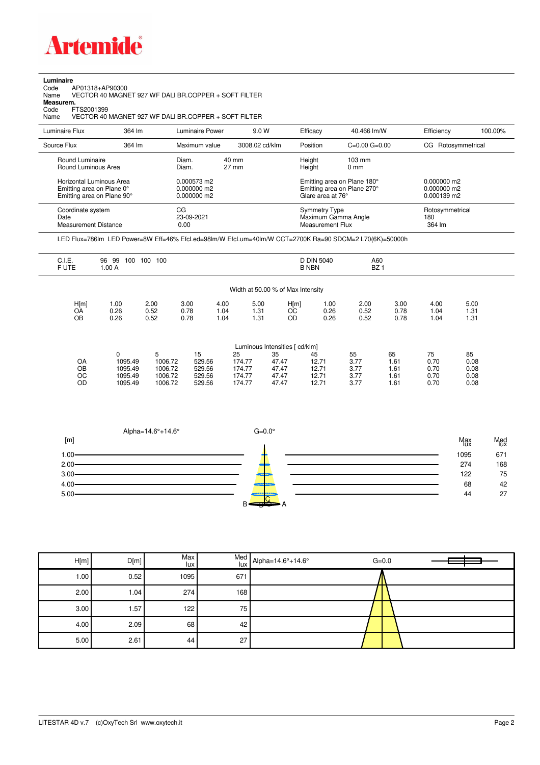**Artemide**

**Luminaire**
Code AP01318+AP90300
Name VECTOR 40 MAGNET 927 WF DALI BR.COPPER + SOFT FILTER
**Measurem.**
Code FTS2001399
Name VECTOR 40 MAGNET 927 WF DALI BR.COPPER + SOFT FILTER

| | | | | | | | |
|---|---|---|---|---|---|---|---|
| Luminaire Flux | 364 lm | Luminaire Power | 9.0 W | Efficacy | 40.466 lm/W | Efficiency | 100.00% |
| Source Flux | 364 lm | Maximum value | 3008.02 cd/klm | Position | C=0.00 G=0.00 | CG | Rotosymmetrical |

| | | | | | | |
|---|---|---|---|---|---|---|
| Round Luminaire | Diam. | 40 mm | Height | 103 mm | | |
| Round Luminous Area | Diam. | 27 mm | Height | 0 mm | | |
| Horizontal Luminous Area | 0.000573 m2 | | Emitting area on Plane 180° | | 0.000000 m2 | |
| Emitting area on Plane 0° | 0.000000 m2 | | Emitting area on Plane 270° | | 0.000000 m2 | |
| Emitting area on Plane 90° | 0.000000 m2 | | Glare area at 76° | | 0.000139 m2 | |
| Coordinate system | CG | | Symmetry Type | | Rotosymmetrical | |
| Date | 23-09-2021 | | Maximum Gamma Angle | | 180 | |
| Measurement Distance | 0.00 | | Measurement Flux | | 364 lm | |

LED Flux=786lm LED Power=8W Eff=46% EfcLed=98lm/W EfcLum=40lm/W CCT=2700K Ra=90 SDCM=2 L70(6K)=50000h

| | | | |
|---|---|---|---|
| C.I.E. | 96 99 100 100 100 | D DIN 5040 | A60 |
| F UTE | 1.00 A | B NBN | BZ 1 |

Width at 50.00 % of Max Intensity

| H[m] | 1.00 | 2.00 | 3.00 | 4.00 | 5.00 | H[m] | 1.00 | 2.00 | 3.00 | 4.00 | 5.00 |
|---|---|---|---|---|---|---|---|---|---|---|---|
| OA | 0.26 | 0.52 | 0.78 | 1.04 | 1.31 | OC | 0.26 | 0.52 | 0.78 | 1.04 | 1.31 |
| OB | 0.26 | 0.52 | 0.78 | 1.04 | 1.31 | OD | 0.26 | 0.52 | 0.78 | 1.04 | 1.31 |

Luminous Intensities [ cd/klm]

| | 0 | 5 | 15 | 25 | 35 | 45 | 55 | 65 | 75 | 85 |
|---|---|---|---|---|---|---|---|---|---|---|
| OA | 1095.49 | 1006.72 | 529.56 | 174.77 | 47.47 | 12.71 | 3.77 | 1.61 | 0.70 | 0.08 |
| OB | 1095.49 | 1006.72 | 529.56 | 174.77 | 47.47 | 12.71 | 3.77 | 1.61 | 0.70 | 0.08 |
| OC | 1095.49 | 1006.72 | 529.56 | 174.77 | 47.47 | 12.71 | 3.77 | 1.61 | 0.70 | 0.08 |
| OD | 1095.49 | 1006.72 | 529.56 | 174.77 | 47.47 | 12.71 | 3.77 | 1.61 | 0.70 | 0.08 |

Alpha=14.6°+14.6°
G=0.0°
[m]
1.00
2.00
3.00
4.00
5.00
B D C A
Max lux
1095
274
122
68
44
Med lux
671
168
75
42
27

| H[m] | D[m] | Max lux | Med lux | Alpha=14.6°+14.6° G=0.0 |
|---|---|---|---|---|
| 1.00 | 0.52 | 1095 | 671 | |
| 2.00 | 1.04 | 274 | 168 | |
| 3.00 | 1.57 | 122 | 75 | |
| 4.00 | 2.09 | 68 | 42 | |
| 5.00 | 2.61 | 44 | 27 | |

LITESTAR 4D v.7 (c)OxyTech Srl www.oxytech.it